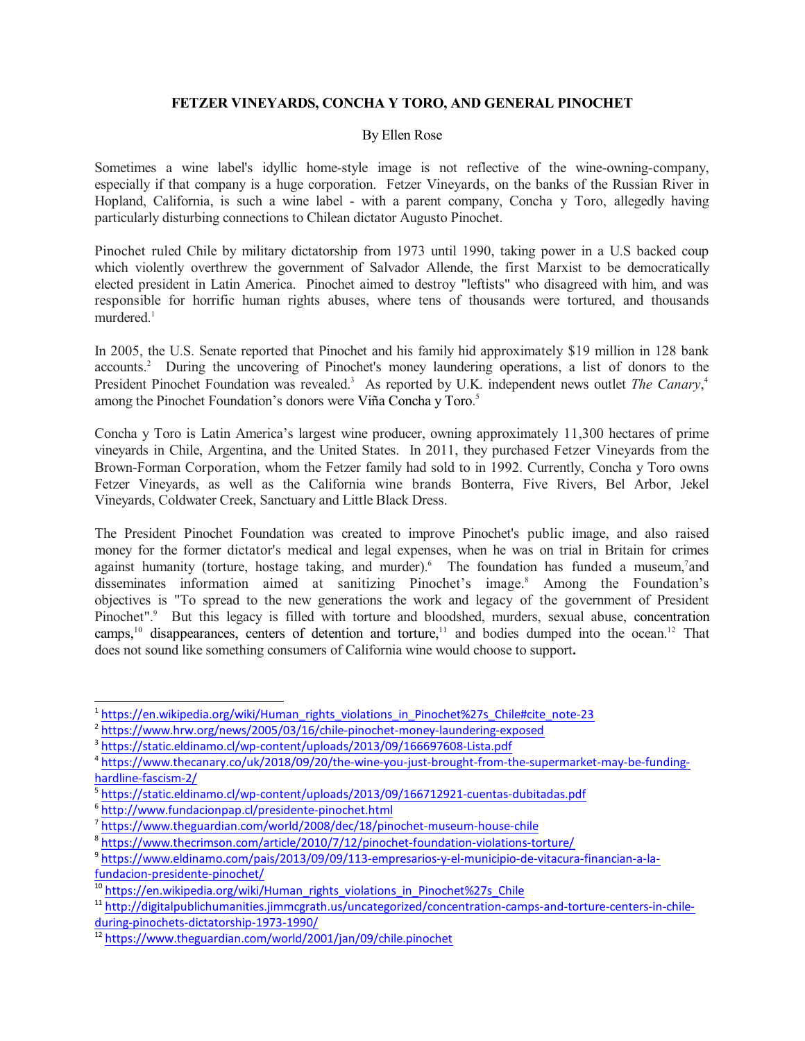**FETZER VINEYARDS, CONCHA Y TORO, AND GENERAL PINOCHET**

By Ellen Rose

Sometimes a wine label's idyllic home-style image is not reflective of the wine-owning-company, especially if that company is a huge corporation. Fetzer Vineyards, on the banks of the Russian River in Hopland, California, is such a wine label - with a parent company, Concha y Toro, allegedly having particularly disturbing connections to Chilean dictator Augusto Pinochet.

Pinochet ruled Chile by military dictatorship from 1973 until 1990, taking power in a U.S backed coup which violently overthrew the government of Salvador Allende, the first Marxist to be democratically elected president in Latin America. Pinochet aimed to destroy "leftists" who disagreed with him, and was responsible for horrific human rights abuses, where tens of thousands were tortured, and thousands murdered.[1]

In 2005, the U.S. Senate reported that Pinochet and his family hid approximately $19 million in 128 bank accounts.[2] During the uncovering of Pinochet's money laundering operations, a list of donors to the President Pinochet Foundation was revealed.[3] As reported by U.K. independent news outlet *The Canary*,[4] among the Pinochet Foundation's donors were Viña Concha y Toro.[5]

Concha y Toro is Latin America's largest wine producer, owning approximately 11,300 hectares of prime vineyards in Chile, Argentina, and the United States. In 2011, they purchased Fetzer Vineyards from the Brown-Forman Corporation, whom the Fetzer family had sold to in 1992. Currently, Concha y Toro owns Fetzer Vineyards, as well as the California wine brands Bonterra, Five Rivers, Bel Arbor, Jekel Vineyards, Coldwater Creek, Sanctuary and Little Black Dress.

The President Pinochet Foundation was created to improve Pinochet's public image, and also raised money for the former dictator's medical and legal expenses, when he was on trial in Britain for crimes against humanity (torture, hostage taking, and murder).[6] The foundation has funded a museum,[7] and disseminates information aimed at sanitizing Pinochet's image.[8] Among the Foundation's objectives is "To spread to the new generations the work and legacy of the government of President Pinochet".[9] But this legacy is filled with torture and bloodshed, murders, sexual abuse, concentration camps,[10] disappearances, centers of detention and torture,[11] and bodies dumped into the ocean.[12] That does not sound like something consumers of California wine would choose to support**.**

---

[1] https://en.wikipedia.org/wiki/Human_rights_violations_in_Pinochet%27s_Chile#cite_note-23

[2] https://www.hrw.org/news/2005/03/16/chile-pinochet-money-laundering-exposed

[3] https://static.eldinamo.cl/wp-content/uploads/2013/09/166697608-Lista.pdf

[4] https://www.thecanary.co/uk/2018/09/20/the-wine-you-just-brought-from-the-supermarket-may-be-funding-hardline-fascism-2/

[5] https://static.eldinamo.cl/wp-content/uploads/2013/09/166712921-cuentas-dubitadas.pdf

[6] http://www.fundacionpap.cl/presidente-pinochet.html

[7] https://www.theguardian.com/world/2008/dec/18/pinochet-museum-house-chile

[8] https://www.thecrimson.com/article/2010/7/12/pinochet-foundation-violations-torture/

[9] https://www.eldinamo.com/pais/2013/09/09/113-empresarios-y-el-municipio-de-vitacura-financian-a-la-fundacion-presidente-pinochet/

[10] https://en.wikipedia.org/wiki/Human_rights_violations_in_Pinochet%27s_Chile

[11] http://digitalpublichumanities.jimmcgrath.us/uncategorized/concentration-camps-and-torture-centers-in-chile-during-pinochets-dictatorship-1973-1990/

[12] https://www.theguardian.com/world/2001/jan/09/chile.pinochet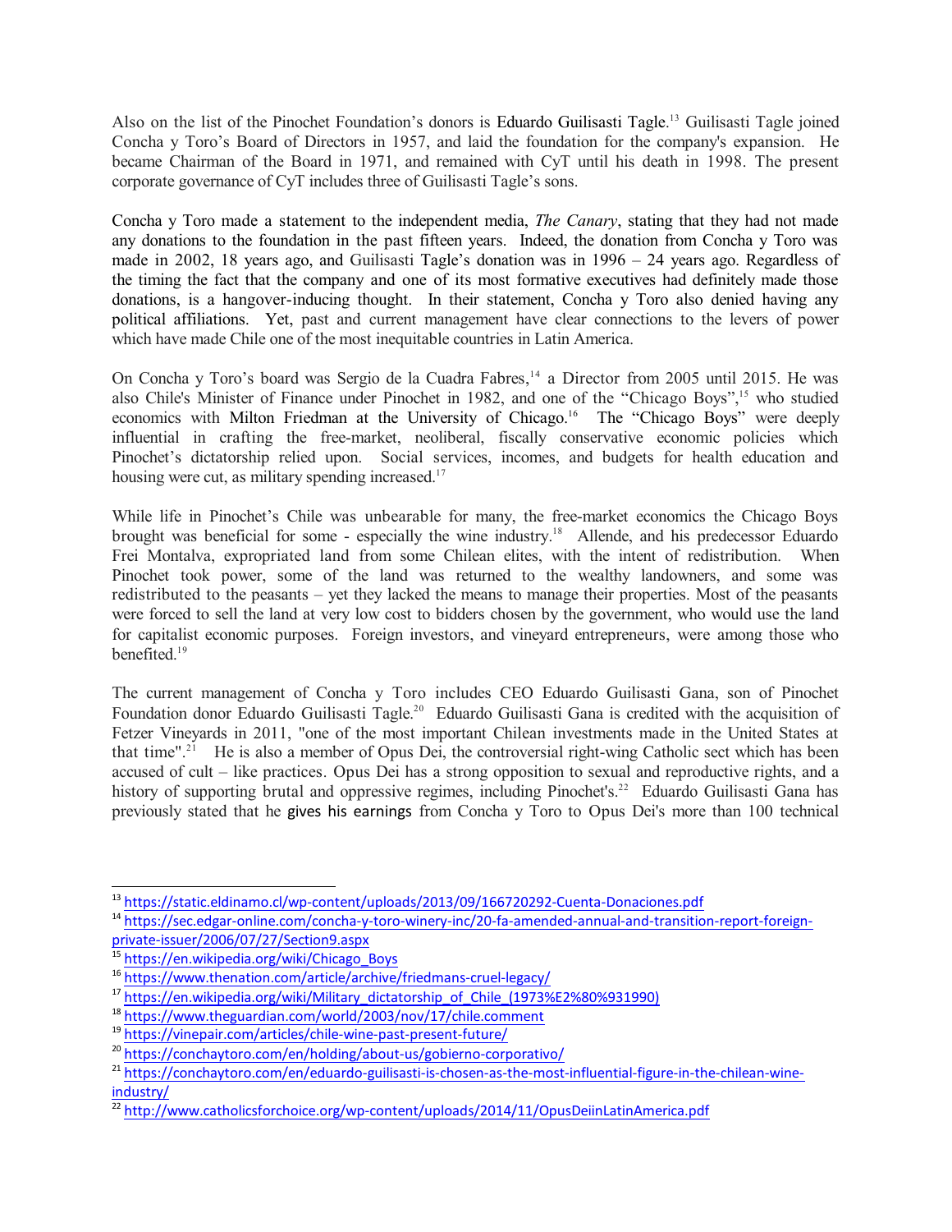Also on the list of the Pinochet Foundation's donors is Eduardo Guilisasti Tagle.[13] Guilisasti Tagle joined Concha y Toro's Board of Directors in 1957, and laid the foundation for the company's expansion. He became Chairman of the Board in 1971, and remained with CyT until his death in 1998. The present corporate governance of CyT includes three of Guilisasti Tagle's sons.

Concha y Toro made a statement to the independent media, *The Canary*, stating that they had not made any donations to the foundation in the past fifteen years. Indeed, the donation from Concha y Toro was made in 2002, 18 years ago, and Guilisasti Tagle's donation was in 1996 – 24 years ago. Regardless of the timing the fact that the company and one of its most formative executives had definitely made those donations, is a hangover-inducing thought. In their statement, Concha y Toro also denied having any political affiliations. Yet, past and current management have clear connections to the levers of power which have made Chile one of the most inequitable countries in Latin America.

On Concha y Toro's board was Sergio de la Cuadra Fabres,[14] a Director from 2005 until 2015. He was also Chile's Minister of Finance under Pinochet in 1982, and one of the "Chicago Boys",[15] who studied economics with Milton Friedman at the University of Chicago.[16] The "Chicago Boys" were deeply influential in crafting the free-market, neoliberal, fiscally conservative economic policies which Pinochet's dictatorship relied upon. Social services, incomes, and budgets for health education and housing were cut, as military spending increased.[17]

While life in Pinochet's Chile was unbearable for many, the free-market economics the Chicago Boys brought was beneficial for some - especially the wine industry.[18] Allende, and his predecessor Eduardo Frei Montalva, expropriated land from some Chilean elites, with the intent of redistribution. When Pinochet took power, some of the land was returned to the wealthy landowners, and some was redistributed to the peasants – yet they lacked the means to manage their properties. Most of the peasants were forced to sell the land at very low cost to bidders chosen by the government, who would use the land for capitalist economic purposes. Foreign investors, and vineyard entrepreneurs, were among those who benefited.[19]

The current management of Concha y Toro includes CEO Eduardo Guilisasti Gana, son of Pinochet Foundation donor Eduardo Guilisasti Tagle.[20] Eduardo Guilisasti Gana is credited with the acquisition of Fetzer Vineyards in 2011, "one of the most important Chilean investments made in the United States at that time".[21] He is also a member of Opus Dei, the controversial right-wing Catholic sect which has been accused of cult – like practices. Opus Dei has a strong opposition to sexual and reproductive rights, and a history of supporting brutal and oppressive regimes, including Pinochet's.[22] Eduardo Guilisasti Gana has previously stated that he gives his earnings from Concha y Toro to Opus Dei's more than 100 technical

---

[13] https://static.eldinamo.cl/wp-content/uploads/2013/09/166720292-Cuenta-Donaciones.pdf
[14] https://sec.edgar-online.com/concha-y-toro-winery-inc/20-fa-amended-annual-and-transition-report-foreign-private-issuer/2006/07/27/Section9.aspx
[15] https://en.wikipedia.org/wiki/Chicago_Boys
[16] https://www.thenation.com/article/archive/friedmans-cruel-legacy/
[17] https://en.wikipedia.org/wiki/Military_dictatorship_of_Chile_(1973%E2%80%931990)
[18] https://www.theguardian.com/world/2003/nov/17/chile.comment
[19] https://vinepair.com/articles/chile-wine-past-present-future/
[20] https://conchaytoro.com/en/holding/about-us/gobierno-corporativo/
[21] https://conchaytoro.com/en/eduardo-guilisasti-is-chosen-as-the-most-influential-figure-in-the-chilean-wine-industry/
[22] http://www.catholicsforchoice.org/wp-content/uploads/2014/11/OpusDeiinLatinAmerica.pdf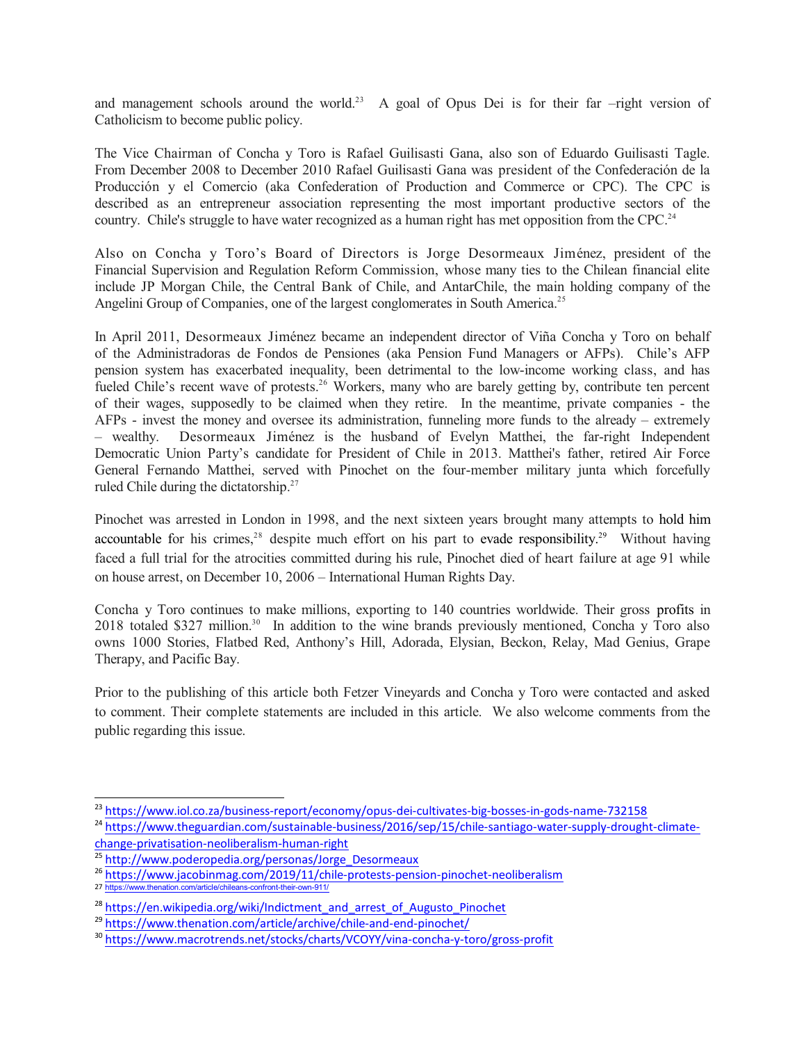and management schools around the world.[23] A goal of Opus Dei is for their far –right version of Catholicism to become public policy.

The Vice Chairman of Concha y Toro is Rafael Guilisasti Gana, also son of Eduardo Guilisasti Tagle. From December 2008 to December 2010 Rafael Guilisasti Gana was president of the Confederación de la Producción y el Comercio (aka Confederation of Production and Commerce or CPC). The CPC is described as an entrepreneur association representing the most important productive sectors of the country. Chile's struggle to have water recognized as a human right has met opposition from the CPC.[24]

Also on Concha y Toro's Board of Directors is Jorge Desormeaux Jiménez, president of the Financial Supervision and Regulation Reform Commission, whose many ties to the Chilean financial elite include JP Morgan Chile, the Central Bank of Chile, and AntarChile, the main holding company of the Angelini Group of Companies, one of the largest conglomerates in South America.[25]

In April 2011, Desormeaux Jiménez became an independent director of Viña Concha y Toro on behalf of the Administradoras de Fondos de Pensiones (aka Pension Fund Managers or AFPs). Chile's AFP pension system has exacerbated inequality, been detrimental to the low-income working class, and has fueled Chile's recent wave of protests.[26] Workers, many who are barely getting by, contribute ten percent of their wages, supposedly to be claimed when they retire. In the meantime, private companies - the AFPs - invest the money and oversee its administration, funneling more funds to the already – extremely – wealthy. Desormeaux Jiménez is the husband of Evelyn Matthei, the far-right Independent Democratic Union Party's candidate for President of Chile in 2013. Matthei's father, retired Air Force General Fernando Matthei, served with Pinochet on the four-member military junta which forcefully ruled Chile during the dictatorship.[27]

Pinochet was arrested in London in 1998, and the next sixteen years brought many attempts to hold him accountable for his crimes,[28] despite much effort on his part to evade responsibility.[29] Without having faced a full trial for the atrocities committed during his rule, Pinochet died of heart failure at age 91 while on house arrest, on December 10, 2006 – International Human Rights Day.

Concha y Toro continues to make millions, exporting to 140 countries worldwide. Their gross profits in 2018 totaled $327 million.[30] In addition to the wine brands previously mentioned, Concha y Toro also owns 1000 Stories, Flatbed Red, Anthony's Hill, Adorada, Elysian, Beckon, Relay, Mad Genius, Grape Therapy, and Pacific Bay.

Prior to the publishing of this article both Fetzer Vineyards and Concha y Toro were contacted and asked to comment. Their complete statements are included in this article. We also welcome comments from the public regarding this issue.

---

[23] https://www.iol.co.za/business-report/economy/opus-dei-cultivates-big-bosses-in-gods-name-732158
[24] https://www.theguardian.com/sustainable-business/2016/sep/15/chile-santiago-water-supply-drought-climate-change-privatisation-neoliberalism-human-right
[25] http://www.poderopedia.org/personas/Jorge_Desormeaux
[26] https://www.jacobinmag.com/2019/11/chile-protests-pension-pinochet-neoliberalism
[27] https://www.thenation.com/article/chileans-confront-their-own-911/
[28] https://en.wikipedia.org/wiki/Indictment_and_arrest_of_Augusto_Pinochet
[29] https://www.thenation.com/article/archive/chile-and-end-pinochet/
[30] https://www.macrotrends.net/stocks/charts/VCOYY/vina-concha-y-toro/gross-profit